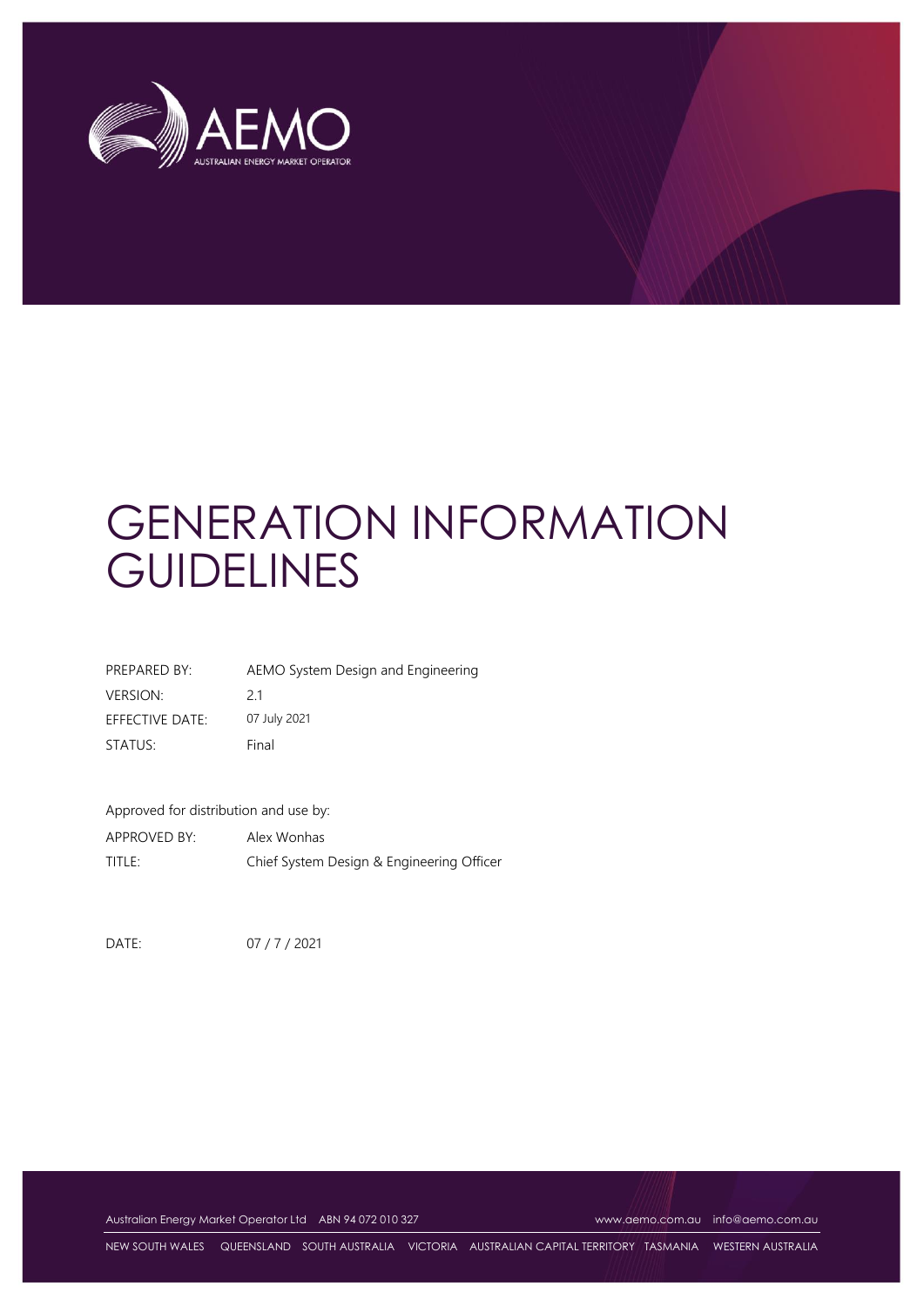AEMO

AUSTRALIAN ENERGY MARKET OPERATOR

# GENERATION INFORMATION GUIDELINES

| | |
|---|---|
| PREPARED BY: | AEMO System Design and Engineering |
| VERSION: | 2.1 |
| EFFECTIVE DATE: | 07 July 2021 |
| STATUS: | Final |

Approved for distribution and use by:

| | |
|---|---|
| APPROVED BY: | Alex Wonhas |
| TITLE: | Chief System Design & Engineering Officer |

DATE: 07 / 7 / 2021

Australian Energy Market Operator Ltd ABN 94 072 010 327 www.aemo.com.au info@aemo.com.au

NEW SOUTH WALES QUEENSLAND SOUTH AUSTRALIA VICTORIA AUSTRALIAN CAPITAL TERRITORY TASMANIA WESTERN AUSTRALIA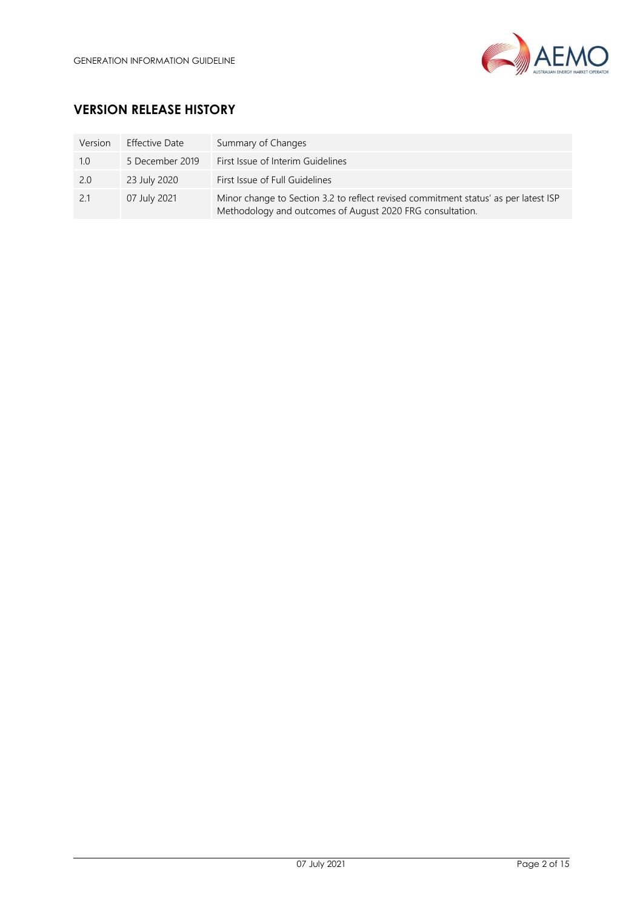## VERSION RELEASE HISTORY

| Version | Effective Date | Summary of Changes |
| --- | --- | --- |
| 1.0 | 5 December 2019 | First Issue of Interim Guidelines |
| 2.0 | 23 July 2020 | First Issue of Full Guidelines |
| 2.1 | 07 July 2021 | Minor change to Section 3.2 to reflect revised commitment status' as per latest ISP Methodology and outcomes of August 2020 FRG consultation. |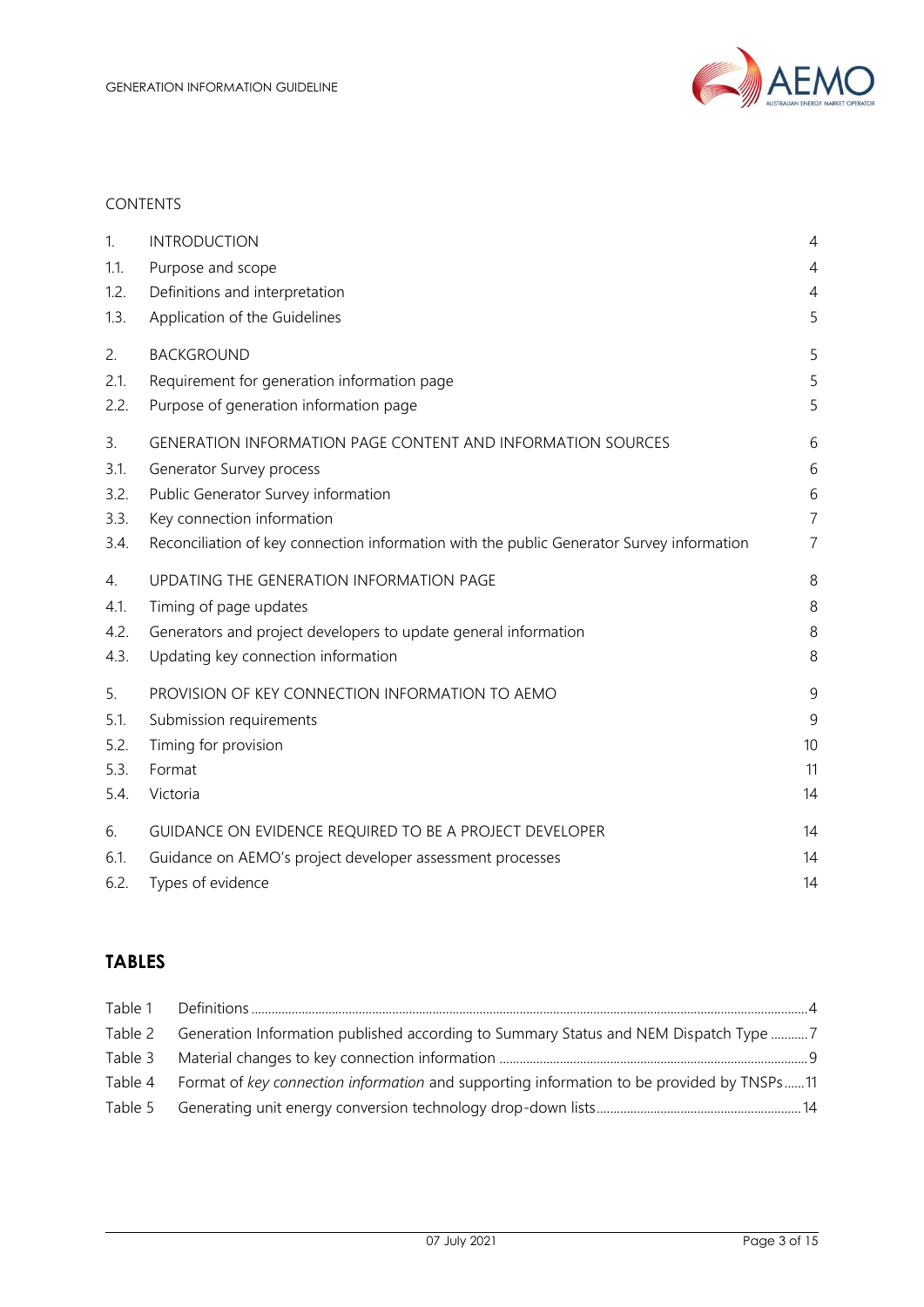CONTENTS

| | | |
|---|---|---|
| 1. | INTRODUCTION | 4 |
| 1.1. | Purpose and scope | 4 |
| 1.2. | Definitions and interpretation | 4 |
| 1.3. | Application of the Guidelines | 5 |
| 2. | BACKGROUND | 5 |
| 2.1. | Requirement for generation information page | 5 |
| 2.2. | Purpose of generation information page | 5 |
| 3. | GENERATION INFORMATION PAGE CONTENT AND INFORMATION SOURCES | 6 |
| 3.1. | Generator Survey process | 6 |
| 3.2. | Public Generator Survey information | 6 |
| 3.3. | Key connection information | 7 |
| 3.4. | Reconciliation of key connection information with the public Generator Survey information | 7 |
| 4. | UPDATING THE GENERATION INFORMATION PAGE | 8 |
| 4.1. | Timing of page updates | 8 |
| 4.2. | Generators and project developers to update general information | 8 |
| 4.3. | Updating key connection information | 8 |
| 5. | PROVISION OF KEY CONNECTION INFORMATION TO AEMO | 9 |
| 5.1. | Submission requirements | 9 |
| 5.2. | Timing for provision | 10 |
| 5.3. | Format | 11 |
| 5.4. | Victoria | 14 |
| 6. | GUIDANCE ON EVIDENCE REQUIRED TO BE A PROJECT DEVELOPER | 14 |
| 6.1. | Guidance on AEMO's project developer assessment processes | 14 |
| 6.2. | Types of evidence | 14 |

## TABLES

| | | |
|---|---|---|
| Table 1 | Definitions | 4 |
| Table 2 | Generation Information published according to Summary Status and NEM Dispatch Type | 7 |
| Table 3 | Material changes to key connection information | 9 |
| Table 4 | Format of *key connection information* and supporting information to be provided by TNSPs | 11 |
| Table 5 | Generating unit energy conversion technology drop-down lists | 14 |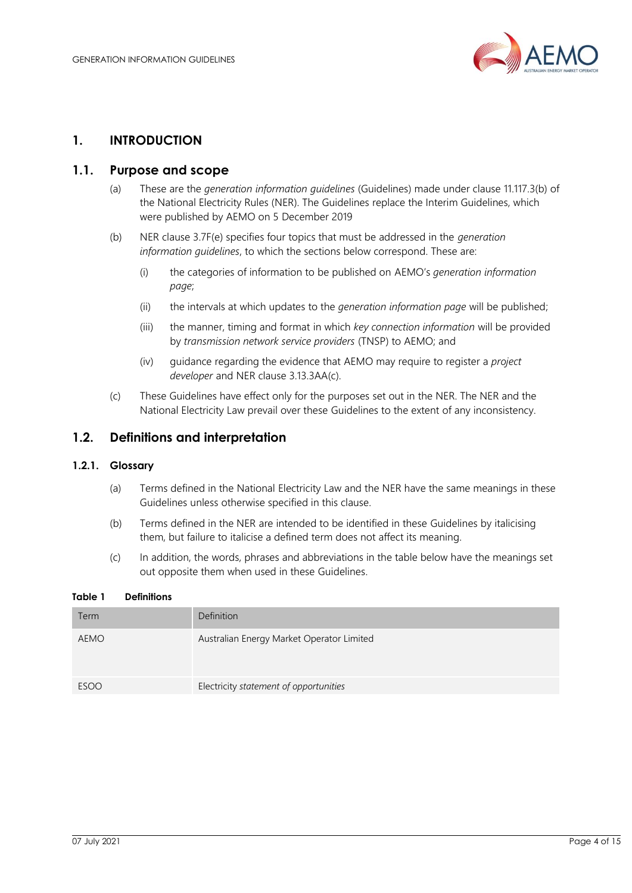# 1. INTRODUCTION

## 1.1. Purpose and scope

(a) These are the *generation information guidelines* (Guidelines) made under clause 11.117.3(b) of the National Electricity Rules (NER). The Guidelines replace the Interim Guidelines, which were published by AEMO on 5 December 2019

(b) NER clause 3.7F(e) specifies four topics that must be addressed in the *generation information guidelines*, to which the sections below correspond. These are:

   (i) the categories of information to be published on AEMO's *generation information page*;

   (ii) the intervals at which updates to the *generation information page* will be published;

   (iii) the manner, timing and format in which *key connection information* will be provided by *transmission network service providers* (TNSP) to AEMO; and

   (iv) guidance regarding the evidence that AEMO may require to register a *project developer* and NER clause 3.13.3AA(c).

(c) These Guidelines have effect only for the purposes set out in the NER. The NER and the National Electricity Law prevail over these Guidelines to the extent of any inconsistency.

## 1.2. Definitions and interpretation

### 1.2.1. Glossary

(a) Terms defined in the National Electricity Law and the NER have the same meanings in these Guidelines unless otherwise specified in this clause.

(b) Terms defined in the NER are intended to be identified in these Guidelines by italicising them, but failure to italicise a defined term does not affect its meaning.

(c) In addition, the words, phrases and abbreviations in the table below have the meanings set out opposite them when used in these Guidelines.

**Table 1 Definitions**

| Term | Definition |
|---|---|
| AEMO | Australian Energy Market Operator Limited |
| ESOO | Electricity *statement of opportunities* |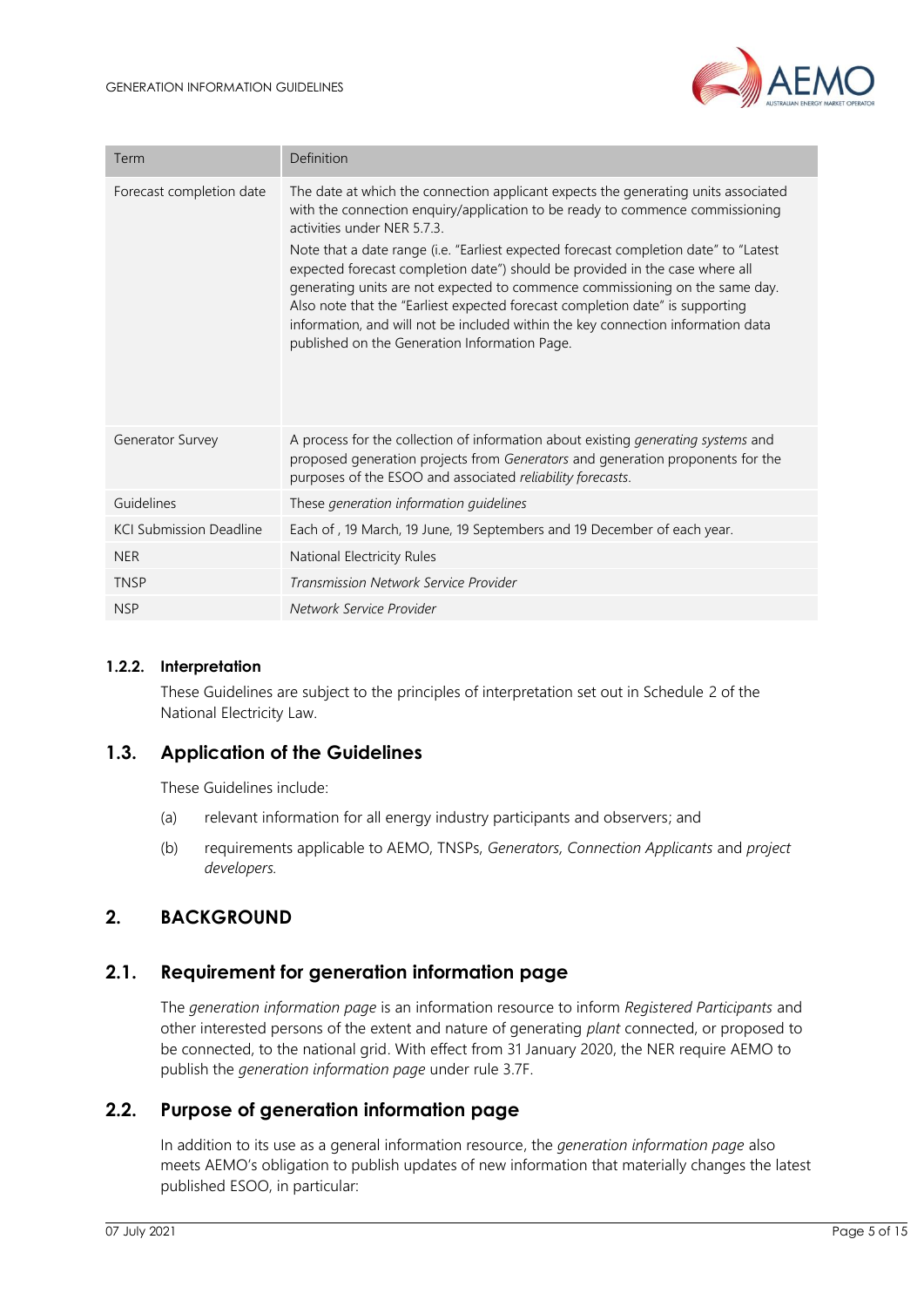| Term | Definition |
|---|---|
| Forecast completion date | The date at which the connection applicant expects the generating units associated with the connection enquiry/application to be ready to commence commissioning activities under NER 5.7.3.<br>Note that a date range (i.e. "Earliest expected forecast completion date" to "Latest expected forecast completion date") should be provided in the case where all generating units are not expected to commence commissioning on the same day. Also note that the "Earliest expected forecast completion date" is supporting information, and will not be included within the key connection information data published on the Generation Information Page. |
| Generator Survey | A process for the collection of information about existing *generating systems* and proposed generation projects from *Generators* and generation proponents for the purposes of the ESOO and associated *reliability forecasts*. |
| Guidelines | These *generation information guidelines* |
| KCI Submission Deadline | Each of , 19 March, 19 June, 19 Septembers and 19 December of each year. |
| NER | National Electricity Rules |
| TNSP | *Transmission Network Service Provider* |
| NSP | *Network Service Provider* |

### 1.2.2. Interpretation

These Guidelines are subject to the principles of interpretation set out in Schedule 2 of the National Electricity Law.

## 1.3. Application of the Guidelines

These Guidelines include:

(a) relevant information for all energy industry participants and observers; and

(b) requirements applicable to AEMO, TNSPs, *Generators, Connection Applicants* and *project developers.*

# 2. BACKGROUND

## 2.1. Requirement for generation information page

The *generation information page* is an information resource to inform *Registered Participants* and other interested persons of the extent and nature of generating *plant* connected, or proposed to be connected, to the national grid. With effect from 31 January 2020, the NER require AEMO to publish the *generation information page* under rule 3.7F.

## 2.2. Purpose of generation information page

In addition to its use as a general information resource, the *generation information page* also meets AEMO's obligation to publish updates of new information that materially changes the latest published ESOO, in particular: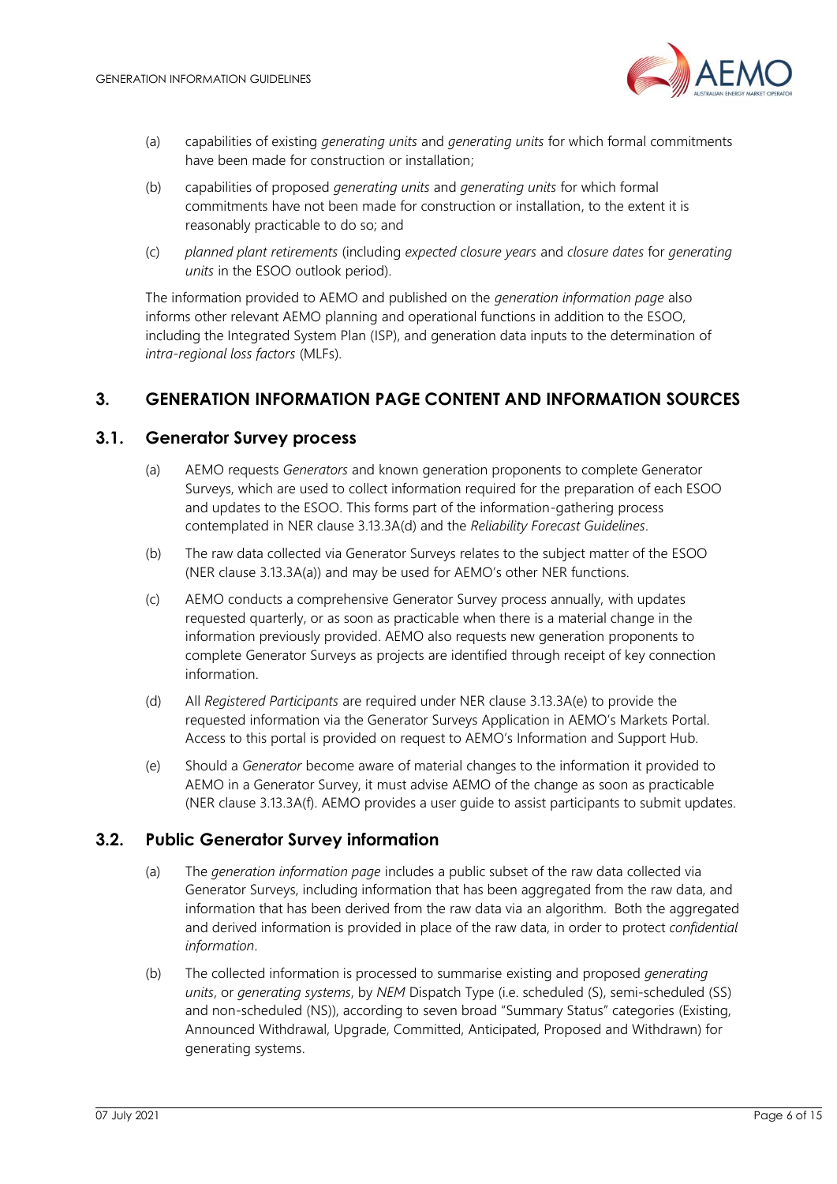(a) capabilities of existing *generating units* and *generating units* for which formal commitments have been made for construction or installation;

(b) capabilities of proposed *generating units* and *generating units* for which formal commitments have not been made for construction or installation, to the extent it is reasonably practicable to do so; and

(c) *planned plant retirements* (including *expected closure years* and *closure dates* for *generating units* in the ESOO outlook period).

The information provided to AEMO and published on the *generation information page* also informs other relevant AEMO planning and operational functions in addition to the ESOO, including the Integrated System Plan (ISP), and generation data inputs to the determination of *intra-regional loss factors* (MLFs).

## 3. GENERATION INFORMATION PAGE CONTENT AND INFORMATION SOURCES

### 3.1. Generator Survey process

(a) AEMO requests *Generators* and known generation proponents to complete Generator Surveys, which are used to collect information required for the preparation of each ESOO and updates to the ESOO. This forms part of the information-gathering process contemplated in NER clause 3.13.3A(d) and the *Reliability Forecast Guidelines*.

(b) The raw data collected via Generator Surveys relates to the subject matter of the ESOO (NER clause 3.13.3A(a)) and may be used for AEMO's other NER functions.

(c) AEMO conducts a comprehensive Generator Survey process annually, with updates requested quarterly, or as soon as practicable when there is a material change in the information previously provided. AEMO also requests new generation proponents to complete Generator Surveys as projects are identified through receipt of key connection information.

(d) All *Registered Participants* are required under NER clause 3.13.3A(e) to provide the requested information via the Generator Surveys Application in AEMO's Markets Portal. Access to this portal is provided on request to AEMO's Information and Support Hub.

(e) Should a *Generator* become aware of material changes to the information it provided to AEMO in a Generator Survey, it must advise AEMO of the change as soon as practicable (NER clause 3.13.3A(f). AEMO provides a user guide to assist participants to submit updates.

### 3.2. Public Generator Survey information

(a) The *generation information page* includes a public subset of the raw data collected via Generator Surveys, including information that has been aggregated from the raw data, and information that has been derived from the raw data via an algorithm. Both the aggregated and derived information is provided in place of the raw data, in order to protect *confidential information*.

(b) The collected information is processed to summarise existing and proposed *generating units*, or *generating systems*, by *NEM* Dispatch Type (i.e. scheduled (S), semi-scheduled (SS) and non-scheduled (NS)), according to seven broad "Summary Status" categories (Existing, Announced Withdrawal, Upgrade, Committed, Anticipated, Proposed and Withdrawn) for generating systems.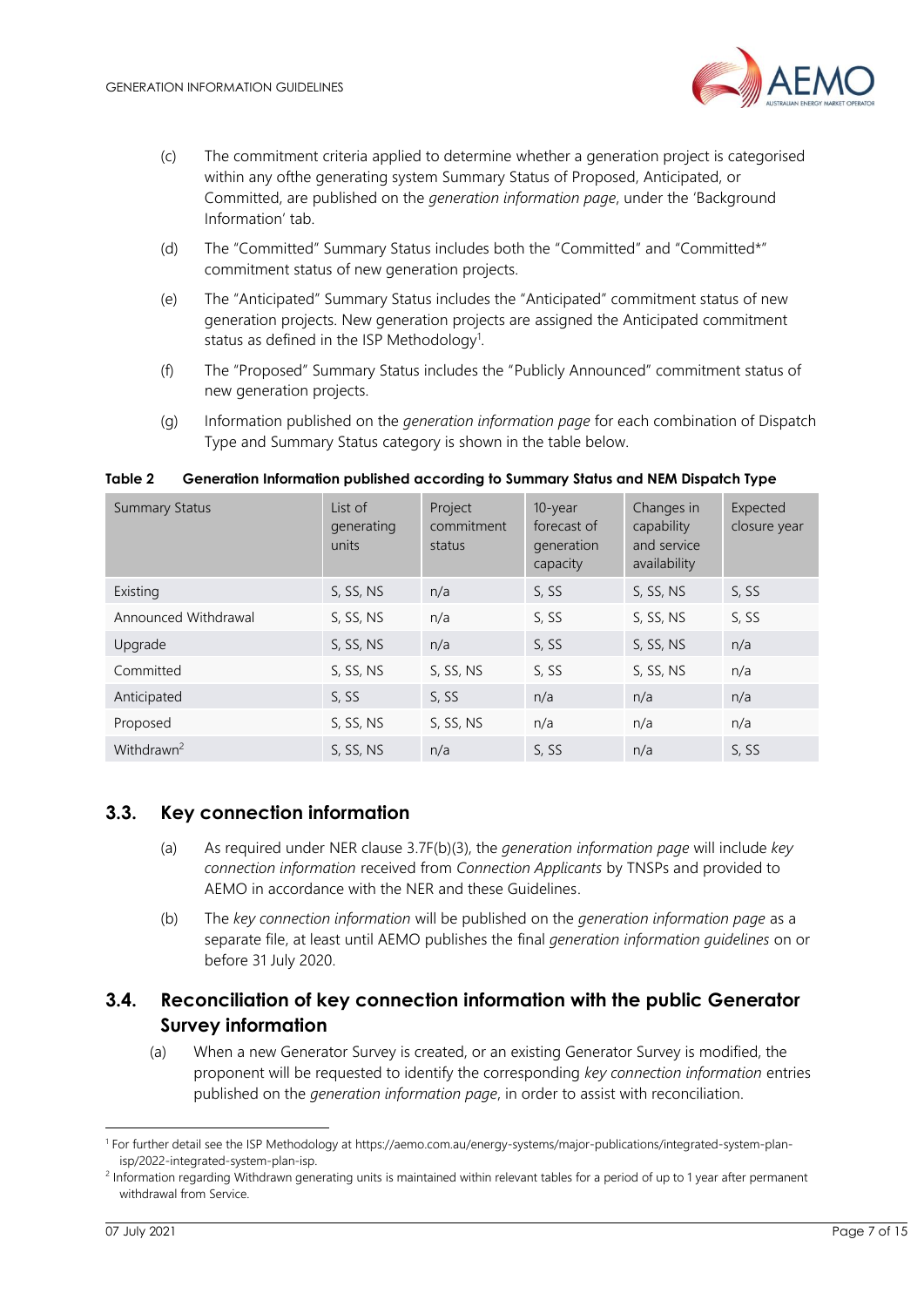(c) The commitment criteria applied to determine whether a generation project is categorised within any ofthe generating system Summary Status of Proposed, Anticipated, or Committed, are published on the *generation information page*, under the 'Background Information' tab.

(d) The "Committed" Summary Status includes both the "Committed" and "Committed*" commitment status of new generation projects.

(e) The "Anticipated" Summary Status includes the "Anticipated" commitment status of new generation projects. New generation projects are assigned the Anticipated commitment status as defined in the ISP Methodology[1].

(f) The "Proposed" Summary Status includes the "Publicly Announced" commitment status of new generation projects.

(g) Information published on the *generation information page* for each combination of Dispatch Type and Summary Status category is shown in the table below.

**Table 2 Generation Information published according to Summary Status and NEM Dispatch Type**

| Summary Status | List of generating units | Project commitment status | 10-year forecast of generation capacity | Changes in capability and service availability | Expected closure year |
|---|---|---|---|---|---|
| Existing | S, SS, NS | n/a | S, SS | S, SS, NS | S, SS |
| Announced Withdrawal | S, SS, NS | n/a | S, SS | S, SS, NS | S, SS |
| Upgrade | S, SS, NS | n/a | S, SS | S, SS, NS | n/a |
| Committed | S, SS, NS | S, SS, NS | S, SS | S, SS, NS | n/a |
| Anticipated | S, SS | S, SS | n/a | n/a | n/a |
| Proposed | S, SS, NS | S, SS, NS | n/a | n/a | n/a |
| Withdrawn[2] | S, SS, NS | n/a | S, SS | n/a | S, SS |

## 3.3. Key connection information

(a) As required under NER clause 3.7F(b)(3), the *generation information page* will include *key connection information* received from *Connection Applicants* by TNSPs and provided to AEMO in accordance with the NER and these Guidelines.

(b) The *key connection information* will be published on the *generation information page* as a separate file, at least until AEMO publishes the final *generation information guidelines* on or before 31 July 2020.

## 3.4. Reconciliation of key connection information with the public Generator Survey information

(a) When a new Generator Survey is created, or an existing Generator Survey is modified, the proponent will be requested to identify the corresponding *key connection information* entries published on the *generation information page*, in order to assist with reconciliation.

[1] For further detail see the ISP Methodology at https://aemo.com.au/energy-systems/major-publications/integrated-system-plan-isp/2022-integrated-system-plan-isp.

[2] Information regarding Withdrawn generating units is maintained within relevant tables for a period of up to 1 year after permanent withdrawal from Service.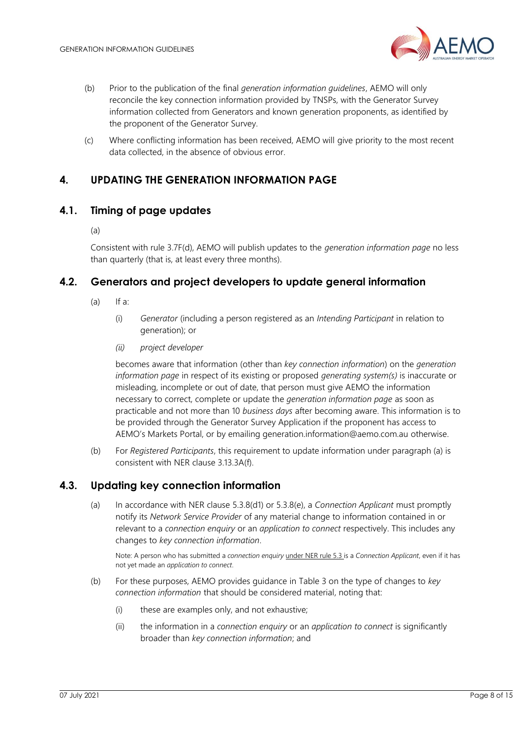(b) Prior to the publication of the final *generation information guidelines*, AEMO will only reconcile the key connection information provided by TNSPs, with the Generator Survey information collected from Generators and known generation proponents, as identified by the proponent of the Generator Survey.

(c) Where conflicting information has been received, AEMO will give priority to the most recent data collected, in the absence of obvious error.

# 4. UPDATING THE GENERATION INFORMATION PAGE

## 4.1. Timing of page updates

(a)

Consistent with rule 3.7F(d), AEMO will publish updates to the *generation information page* no less than quarterly (that is, at least every three months).

## 4.2. Generators and project developers to update general information

(a) If a:

(i) *Generator* (including a person registered as an *Intending Participant* in relation to generation); or

*(ii) project developer*

becomes aware that information (other than *key connection information*) on the *generation information page* in respect of its existing or proposed *generating system(s)* is inaccurate or misleading, incomplete or out of date, that person must give AEMO the information necessary to correct, complete or update the *generation information page* as soon as practicable and not more than 10 *business days* after becoming aware. This information is to be provided through the Generator Survey Application if the proponent has access to AEMO's Markets Portal, or by emailing generation.information@aemo.com.au otherwise.

(b) For *Registered Participants*, this requirement to update information under paragraph (a) is consistent with NER clause 3.13.3A(f).

## 4.3. Updating key connection information

(a) In accordance with NER clause 5.3.8(d1) or 5.3.8(e), a *Connection Applicant* must promptly notify its *Network Service Provider* of any material change to information contained in or relevant to a *connection enquiry* or an *application to connect* respectively. This includes any changes to *key connection information*.

Note: A person who has submitted a *connection enquiry* under NER rule 5.3 is a *Connection Applicant*, even if it has not yet made an *application to connect*.

(b) For these purposes, AEMO provides guidance in Table 3 on the type of changes to *key connection information* that should be considered material, noting that:

(i) these are examples only, and not exhaustive;

(ii) the information in a *connection enquiry* or an *application to connect* is significantly broader than *key connection information*; and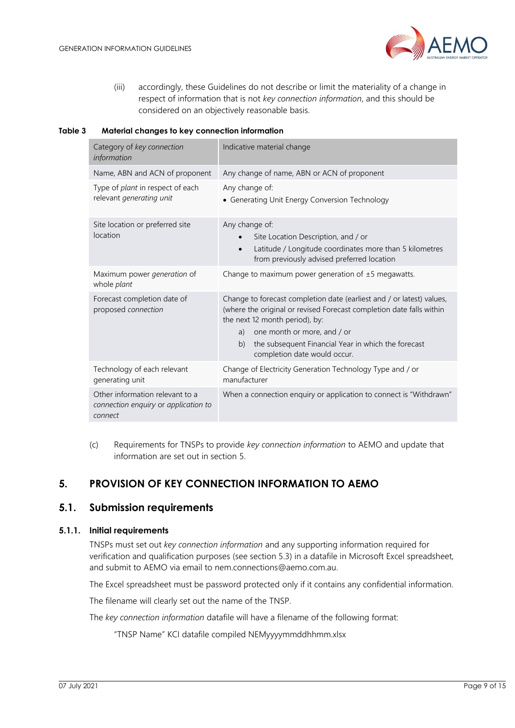(iii) accordingly, these Guidelines do not describe or limit the materiality of a change in respect of information that is not *key connection information*, and this should be considered on an objectively reasonable basis.

**Table 3 Material changes to key connection information**

| Category of *key connection information* | Indicative material change |
|---|---|
| Name, ABN and ACN of proponent | Any change of name, ABN or ACN of proponent |
| Type of *plant* in respect of each relevant *generating unit* | Any change of:<br>• Generating Unit Energy Conversion Technology |
| Site location or preferred site location | Any change of:<br>• Site Location Description, and / or<br>• Latitude / Longitude coordinates more than 5 kilometres from previously advised preferred location |
| Maximum power *generation* of whole *plant* | Change to maximum power generation of ±5 megawatts. |
| Forecast completion date of proposed *connection* | Change to forecast completion date (earliest and / or latest) values, (where the original or revised Forecast completion date falls within the next 12 month period), by:<br>a) one month or more, and / or<br>b) the subsequent Financial Year in which the forecast completion date would occur. |
| Technology of each relevant generating unit | Change of Electricity Generation Technology Type and / or manufacturer |
| Other information relevant to a *connection enquiry* or *application to connect* | When a connection enquiry or application to connect is "Withdrawn" |

(c) Requirements for TNSPs to provide *key connection information* to AEMO and update that information are set out in section 5.

# 5. PROVISION OF KEY CONNECTION INFORMATION TO AEMO

## 5.1. Submission requirements

### 5.1.1. Initial requirements

TNSPs must set out *key connection information* and any supporting information required for verification and qualification purposes (see section 5.3) in a datafile in Microsoft Excel spreadsheet, and submit to AEMO via email to nem.connections@aemo.com.au.

The Excel spreadsheet must be password protected only if it contains any confidential information.

The filename will clearly set out the name of the TNSP.

The *key connection information* datafile will have a filename of the following format:

"TNSP Name" KCI datafile compiled NEMyyyymmddhhmm.xlsx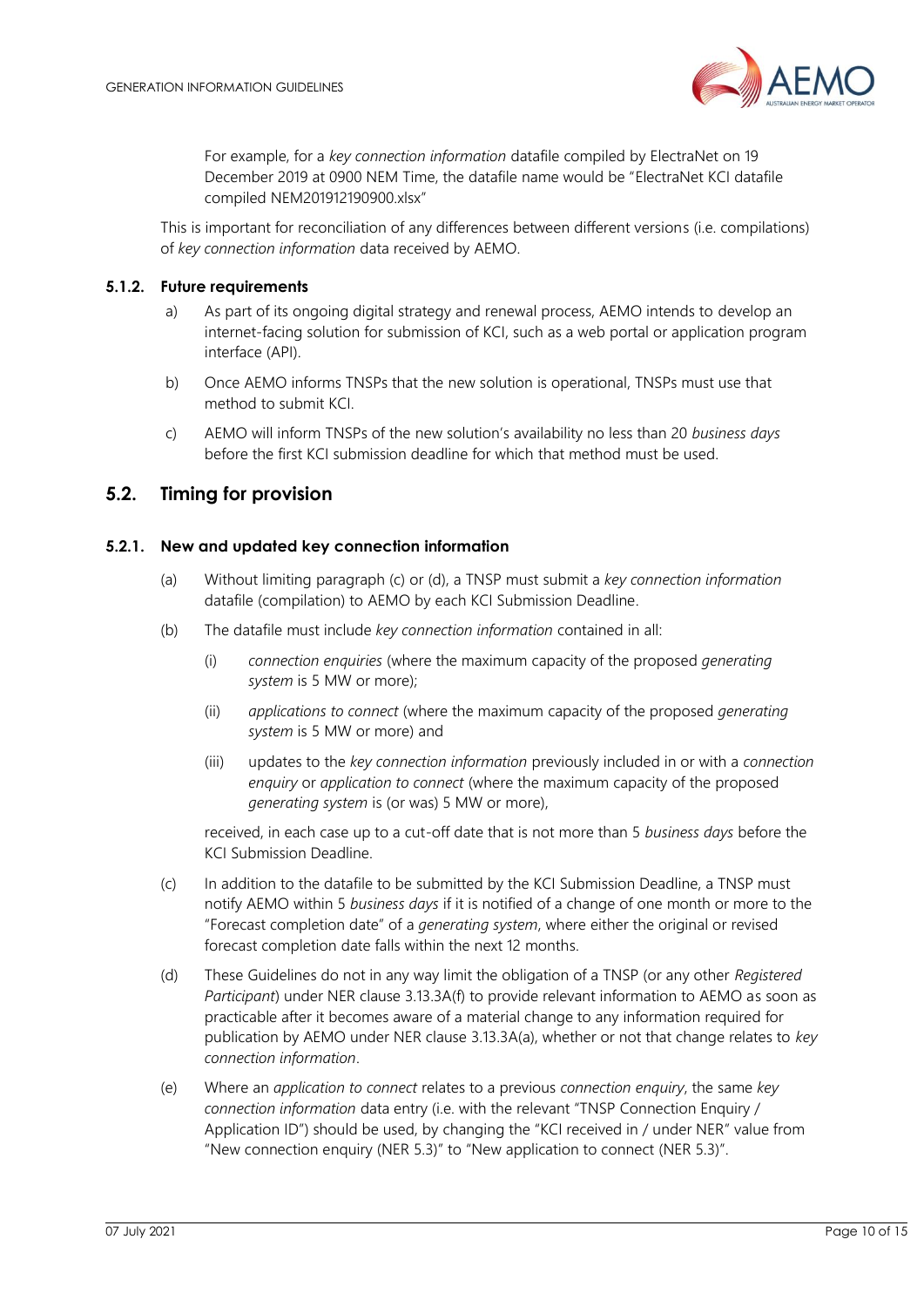For example, for a *key connection information* datafile compiled by ElectraNet on 19 December 2019 at 0900 NEM Time, the datafile name would be "ElectraNet KCI datafile compiled NEM201912190900.xlsx"

This is important for reconciliation of any differences between different versions (i.e. compilations) of *key connection information* data received by AEMO.

### 5.1.2. Future requirements

a) As part of its ongoing digital strategy and renewal process, AEMO intends to develop an internet-facing solution for submission of KCI, such as a web portal or application program interface (API).

b) Once AEMO informs TNSPs that the new solution is operational, TNSPs must use that method to submit KCI.

c) AEMO will inform TNSPs of the new solution's availability no less than 20 *business days* before the first KCI submission deadline for which that method must be used.

## 5.2. Timing for provision

### 5.2.1. New and updated key connection information

(a) Without limiting paragraph (c) or (d), a TNSP must submit a *key connection information* datafile (compilation) to AEMO by each KCI Submission Deadline.

(b) The datafile must include *key connection information* contained in all:

(i) *connection enquiries* (where the maximum capacity of the proposed *generating system* is 5 MW or more);

(ii) *applications to connect* (where the maximum capacity of the proposed *generating system* is 5 MW or more) and

(iii) updates to the *key connection information* previously included in or with a *connection enquiry* or *application to connect* (where the maximum capacity of the proposed *generating system* is (or was) 5 MW or more),

received, in each case up to a cut-off date that is not more than 5 *business days* before the KCI Submission Deadline.

(c) In addition to the datafile to be submitted by the KCI Submission Deadline, a TNSP must notify AEMO within 5 *business days* if it is notified of a change of one month or more to the "Forecast completion date" of a *generating system*, where either the original or revised forecast completion date falls within the next 12 months.

(d) These Guidelines do not in any way limit the obligation of a TNSP (or any other *Registered Participant*) under NER clause 3.13.3A(f) to provide relevant information to AEMO as soon as practicable after it becomes aware of a material change to any information required for publication by AEMO under NER clause 3.13.3A(a), whether or not that change relates to *key connection information*.

(e) Where an *application to connect* relates to a previous *connection enquiry*, the same *key connection information* data entry (i.e. with the relevant "TNSP Connection Enquiry / Application ID") should be used, by changing the "KCI received in / under NER" value from "New connection enquiry (NER 5.3)" to "New application to connect (NER 5.3)".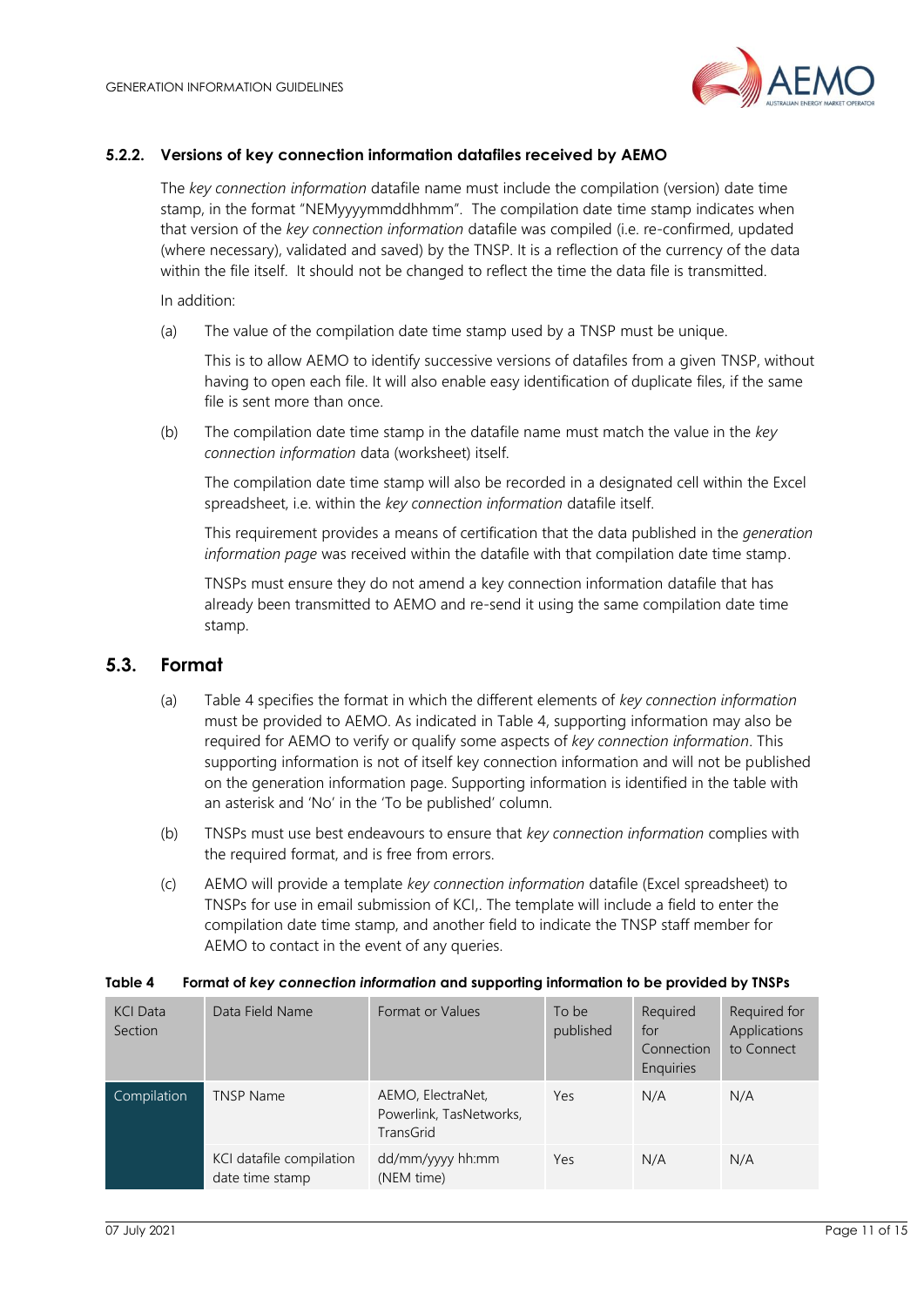### 5.2.2. Versions of key connection information datafiles received by AEMO

The *key connection information* datafile name must include the compilation (version) date time stamp, in the format "NEMyyyymmddhhmm". The compilation date time stamp indicates when that version of the *key connection information* datafile was compiled (i.e. re-confirmed, updated (where necessary), validated and saved) by the TNSP. It is a reflection of the currency of the data within the file itself. It should not be changed to reflect the time the data file is transmitted.

In addition:

(a) The value of the compilation date time stamp used by a TNSP must be unique.

This is to allow AEMO to identify successive versions of datafiles from a given TNSP, without having to open each file. It will also enable easy identification of duplicate files, if the same file is sent more than once.

(b) The compilation date time stamp in the datafile name must match the value in the *key connection information* data (worksheet) itself.

The compilation date time stamp will also be recorded in a designated cell within the Excel spreadsheet, i.e. within the *key connection information* datafile itself.

This requirement provides a means of certification that the data published in the *generation information page* was received within the datafile with that compilation date time stamp.

TNSPs must ensure they do not amend a key connection information datafile that has already been transmitted to AEMO and re-send it using the same compilation date time stamp.

## 5.3. Format

(a) Table 4 specifies the format in which the different elements of *key connection information* must be provided to AEMO. As indicated in Table 4, supporting information may also be required for AEMO to verify or qualify some aspects of *key connection information*. This supporting information is not of itself key connection information and will not be published on the generation information page. Supporting information is identified in the table with an asterisk and 'No' in the 'To be published' column.

(b) TNSPs must use best endeavours to ensure that *key connection information* complies with the required format, and is free from errors.

(c) AEMO will provide a template *key connection information* datafile (Excel spreadsheet) to TNSPs for use in email submission of KCI,. The template will include a field to enter the compilation date time stamp, and another field to indicate the TNSP staff member for AEMO to contact in the event of any queries.

**Table 4 Format of *key connection information* and supporting information to be provided by TNSPs**

| KCI Data Section | Data Field Name | Format or Values | To be published | Required for Connection Enquiries | Required for Applications to Connect |
|---|---|---|---|---|---|
| Compilation | TNSP Name | AEMO, ElectraNet, Powerlink, TasNetworks, TransGrid | Yes | N/A | N/A |
| | KCI datafile compilation date time stamp | dd/mm/yyyy hh:mm (NEM time) | Yes | N/A | N/A |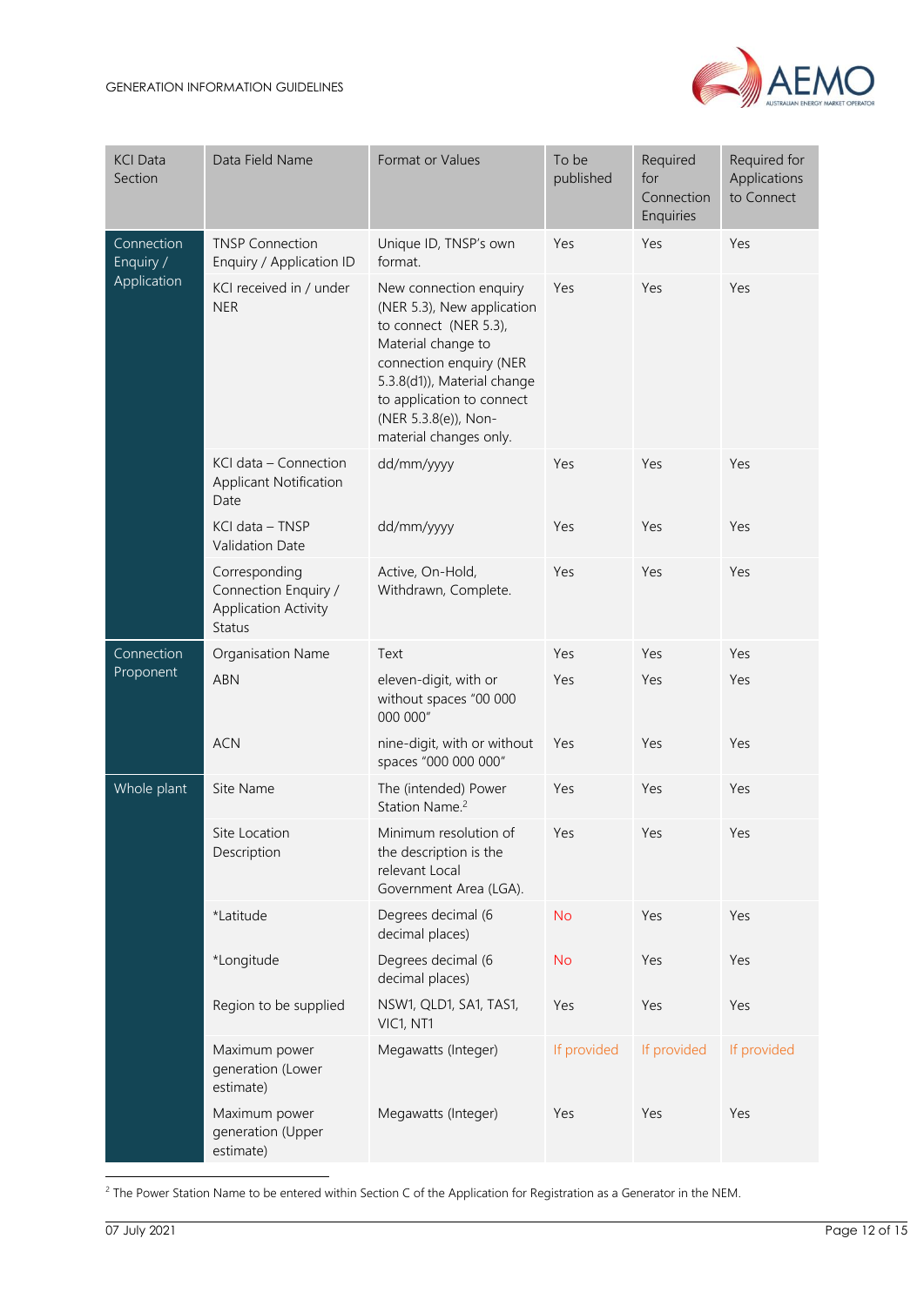| KCI Data Section | Data Field Name | Format or Values | To be published | Required for Connection Enquiries | Required for Applications to Connect |
|---|---|---|---|---|---|
| Connection Enquiry / Application | TNSP Connection Enquiry / Application ID | Unique ID, TNSP's own format. | Yes | Yes | Yes |
| | KCI received in / under NER | New connection enquiry (NER 5.3), New application to connect (NER 5.3), Material change to connection enquiry (NER 5.3.8(d1)), Material change to application to connect (NER 5.3.8(e)), Non-material changes only. | Yes | Yes | Yes |
| | KCI data – Connection Applicant Notification Date | dd/mm/yyyy | Yes | Yes | Yes |
| | KCI data – TNSP Validation Date | dd/mm/yyyy | Yes | Yes | Yes |
| | Corresponding Connection Enquiry / Application Activity Status | Active, On-Hold, Withdrawn, Complete. | Yes | Yes | Yes |
| Connection Proponent | Organisation Name | Text | Yes | Yes | Yes |
| | ABN | eleven-digit, with or without spaces "00 000 000 000" | Yes | Yes | Yes |
| | ACN | nine-digit, with or without spaces "000 000 000" | Yes | Yes | Yes |
| Whole plant | Site Name | The (intended) Power Station Name.[2] | Yes | Yes | Yes |
| | Site Location Description | Minimum resolution of the description is the relevant Local Government Area (LGA). | Yes | Yes | Yes |
| | *Latitude | Degrees decimal (6 decimal places) | No | Yes | Yes |
| | *Longitude | Degrees decimal (6 decimal places) | No | Yes | Yes |
| | Region to be supplied | NSW1, QLD1, SA1, TAS1, VIC1, NT1 | Yes | Yes | Yes |
| | Maximum power generation (Lower estimate) | Megawatts (Integer) | If provided | If provided | If provided |
| | Maximum power generation (Upper estimate) | Megawatts (Integer) | Yes | Yes | Yes |

[2] The Power Station Name to be entered within Section C of the Application for Registration as a Generator in the NEM.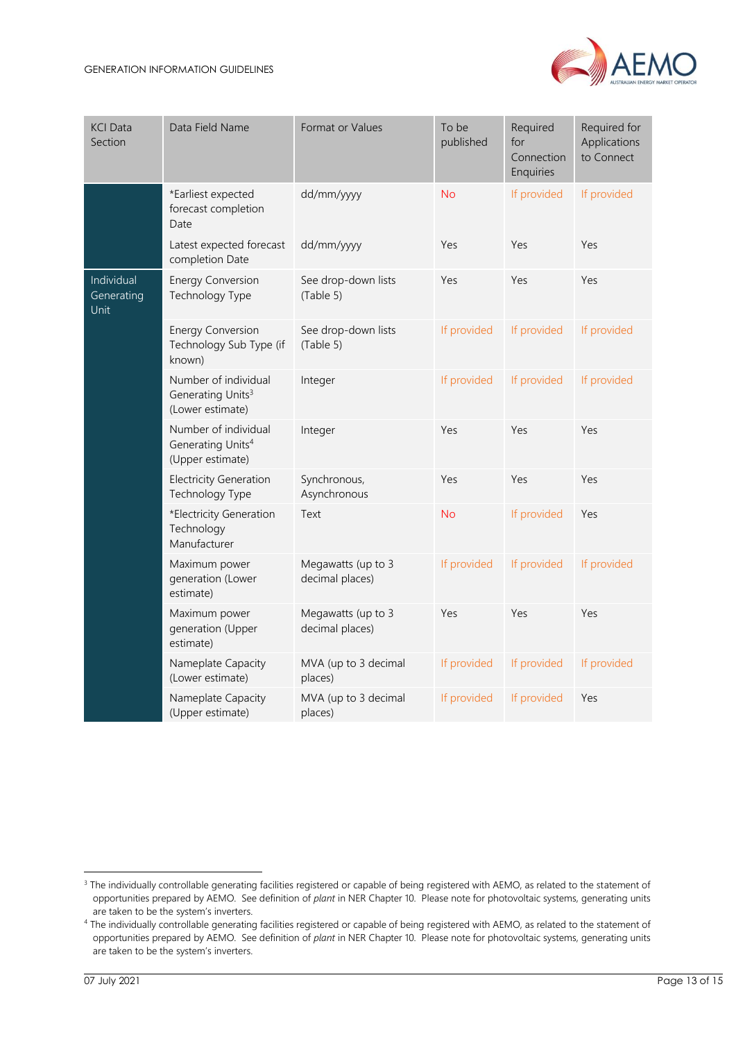| KCI Data Section | Data Field Name | Format or Values | To be published | Required for Connection Enquiries | Required for Applications to Connect |
|---|---|---|---|---|---|
| | *Earliest expected forecast completion Date | dd/mm/yyyy | No | If provided | If provided |
| | Latest expected forecast completion Date | dd/mm/yyyy | Yes | Yes | Yes |
| Individual Generating Unit | Energy Conversion Technology Type | See drop-down lists (Table 5) | Yes | Yes | Yes |
| | Energy Conversion Technology Sub Type (if known) | See drop-down lists (Table 5) | If provided | If provided | If provided |
| | Number of individual Generating Units[3] (Lower estimate) | Integer | If provided | If provided | If provided |
| | Number of individual Generating Units[4] (Upper estimate) | Integer | Yes | Yes | Yes |
| | Electricity Generation Technology Type | Synchronous, Asynchronous | Yes | Yes | Yes |
| | *Electricity Generation Technology Manufacturer | Text | No | If provided | Yes |
| | Maximum power generation (Lower estimate) | Megawatts (up to 3 decimal places) | If provided | If provided | If provided |
| | Maximum power generation (Upper estimate) | Megawatts (up to 3 decimal places) | Yes | Yes | Yes |
| | Nameplate Capacity (Lower estimate) | MVA (up to 3 decimal places) | If provided | If provided | If provided |
| | Nameplate Capacity (Upper estimate) | MVA (up to 3 decimal places) | If provided | If provided | Yes |

[3] The individually controllable generating facilities registered or capable of being registered with AEMO, as related to the statement of opportunities prepared by AEMO. See definition of *plant* in NER Chapter 10. Please note for photovoltaic systems, generating units are taken to be the system's inverters.

[4] The individually controllable generating facilities registered or capable of being registered with AEMO, as related to the statement of opportunities prepared by AEMO. See definition of *plant* in NER Chapter 10. Please note for photovoltaic systems, generating units are taken to be the system's inverters.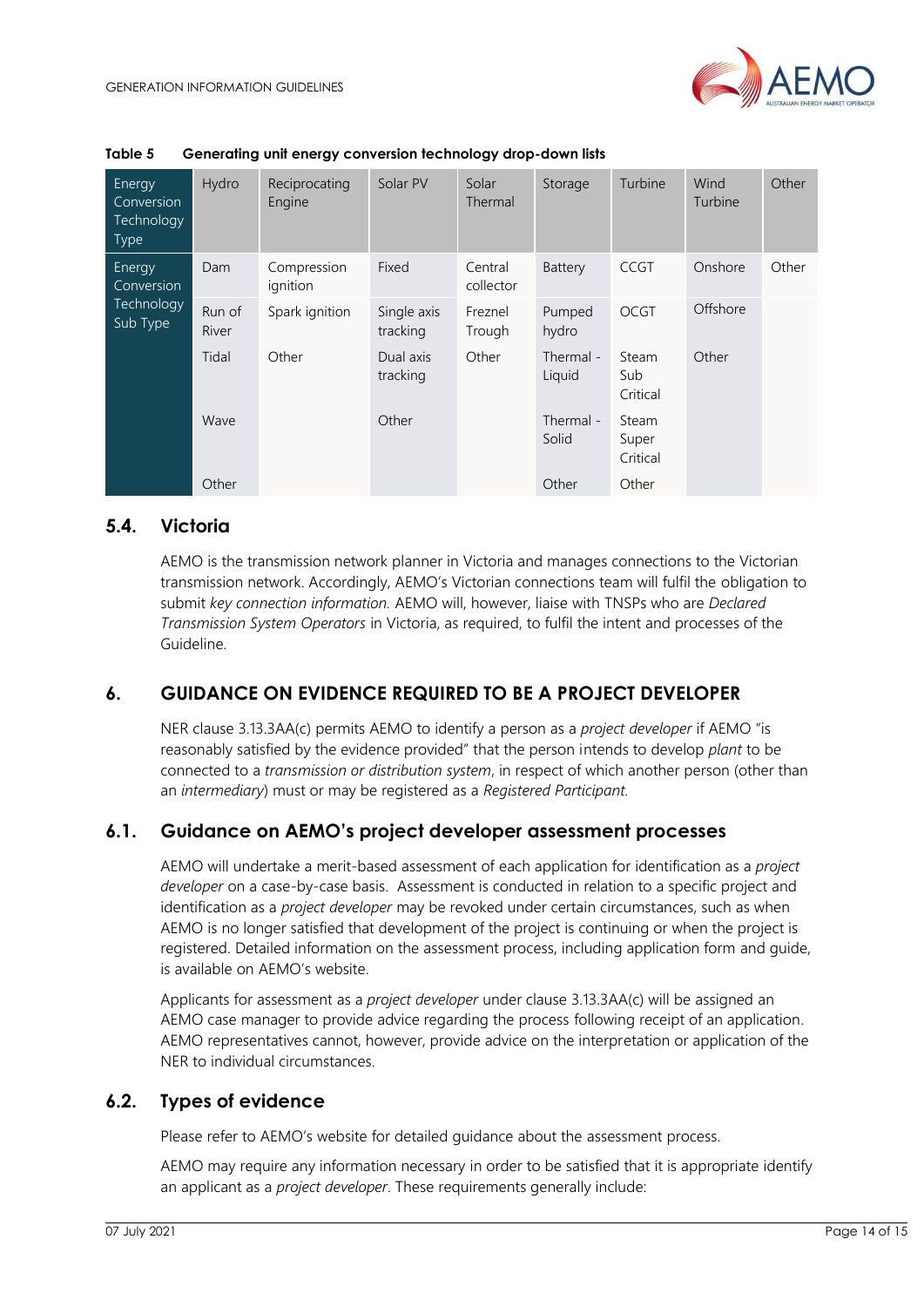**Table 5 Generating unit energy conversion technology drop-down lists**

| Energy Conversion Technology Type | Hydro | Reciprocating Engine | Solar PV | Solar Thermal | Storage | Turbine | Wind Turbine | Other |
|---|---|---|---|---|---|---|---|---|
| Energy Conversion Technology Sub Type | Dam | Compression ignition | Fixed | Central collector | Battery | CCGT | Onshore | Other |
| | Run of River | Spark ignition | Single axis tracking | Freznel Trough | Pumped hydro | OCGT | Offshore | |
| | Tidal | Other | Dual axis tracking | Other | Thermal - Liquid | Steam Sub Critical | Other | |
| | Wave | | Other | | Thermal - Solid | Steam Super Critical | | |
| | Other | | | | Other | Other | | |

## 5.4. Victoria

AEMO is the transmission network planner in Victoria and manages connections to the Victorian transmission network. Accordingly, AEMO's Victorian connections team will fulfil the obligation to submit *key connection information*. AEMO will, however, liaise with TNSPs who are *Declared Transmission System Operators* in Victoria, as required, to fulfil the intent and processes of the Guideline.

# 6. GUIDANCE ON EVIDENCE REQUIRED TO BE A PROJECT DEVELOPER

NER clause 3.13.3AA(c) permits AEMO to identify a person as a *project developer* if AEMO "is reasonably satisfied by the evidence provided" that the person intends to develop *plant* to be connected to a *transmission or distribution system*, in respect of which another person (other than an *intermediary*) must or may be registered as a *Registered Participant*.

## 6.1. Guidance on AEMO's project developer assessment processes

AEMO will undertake a merit-based assessment of each application for identification as a *project developer* on a case-by-case basis. Assessment is conducted in relation to a specific project and identification as a *project developer* may be revoked under certain circumstances, such as when AEMO is no longer satisfied that development of the project is continuing or when the project is registered. Detailed information on the assessment process, including application form and guide, is available on AEMO's website.

Applicants for assessment as a *project developer* under clause 3.13.3AA(c) will be assigned an AEMO case manager to provide advice regarding the process following receipt of an application. AEMO representatives cannot, however, provide advice on the interpretation or application of the NER to individual circumstances.

## 6.2. Types of evidence

Please refer to AEMO's website for detailed guidance about the assessment process.

AEMO may require any information necessary in order to be satisfied that it is appropriate identify an applicant as a *project developer*. These requirements generally include: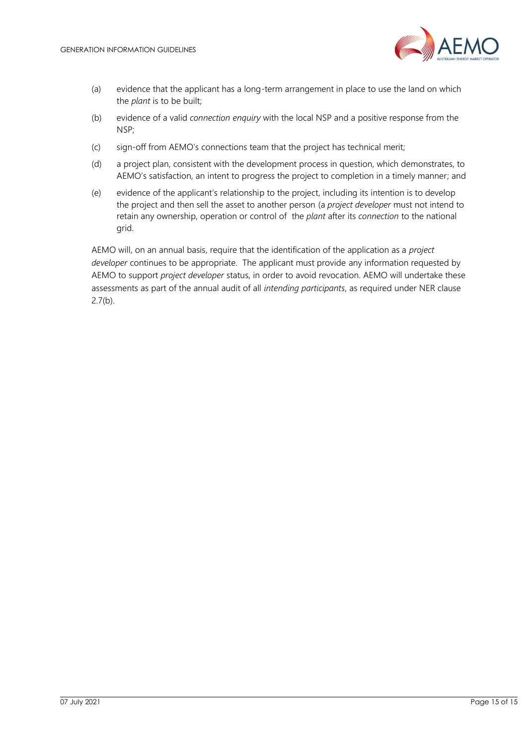(a) evidence that the applicant has a long-term arrangement in place to use the land on which the *plant* is to be built;

(b) evidence of a valid *connection enquiry* with the local NSP and a positive response from the NSP;

(c) sign-off from AEMO's connections team that the project has technical merit;

(d) a project plan, consistent with the development process in question, which demonstrates, to AEMO's satisfaction, an intent to progress the project to completion in a timely manner; and

(e) evidence of the applicant's relationship to the project, including its intention is to develop the project and then sell the asset to another person (a *project developer* must not intend to retain any ownership, operation or control of the *plant* after its *connection* to the national grid.

AEMO will, on an annual basis, require that the identification of the application as a *project developer* continues to be appropriate. The applicant must provide any information requested by AEMO to support *project developer* status, in order to avoid revocation. AEMO will undertake these assessments as part of the annual audit of all *intending participants*, as required under NER clause 2.7(b).